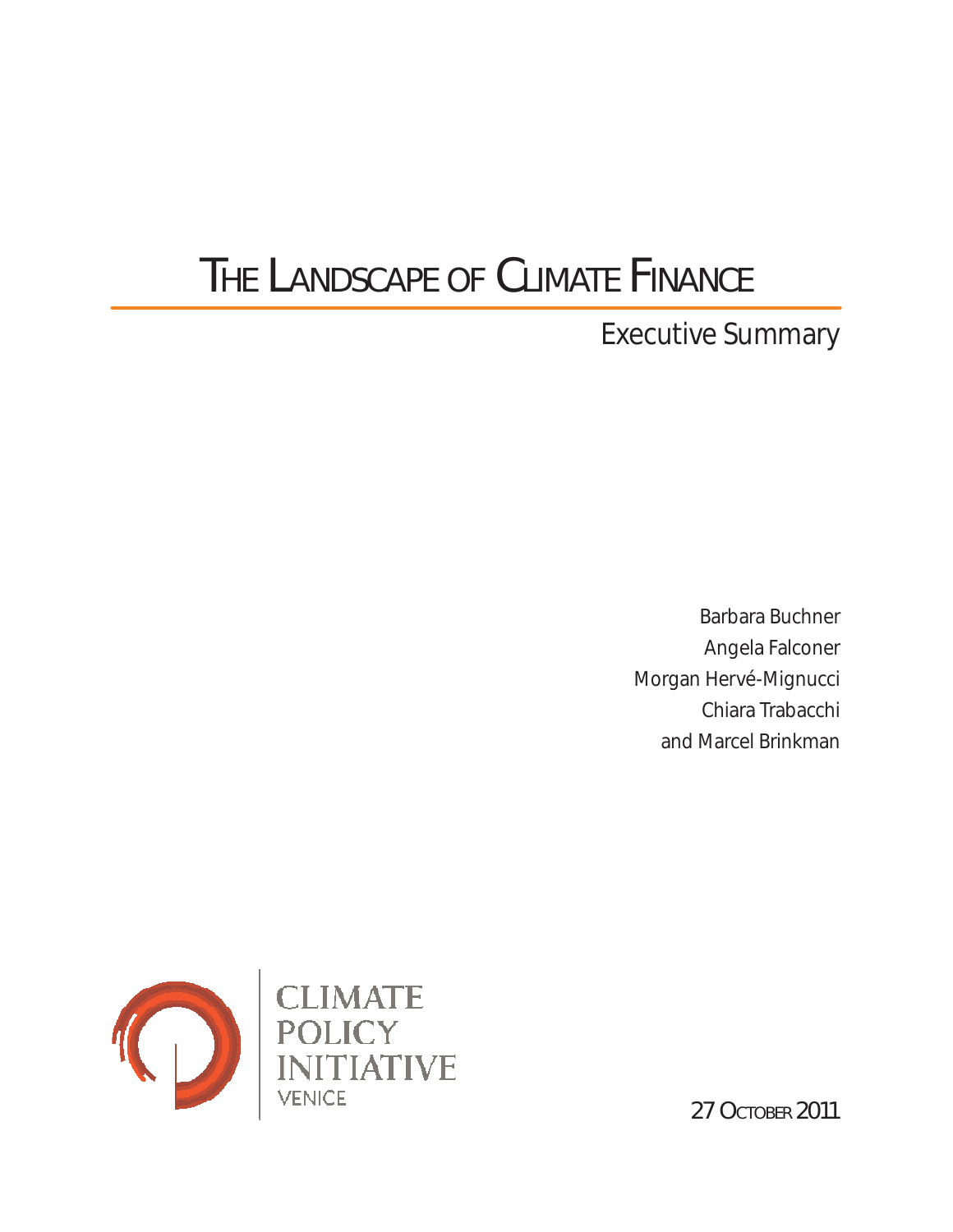# The Landscape of Climate Finance

## Executive Summary

Barbara Buchner
Angela Falconer
Morgan Hervé-Mignucci
Chiara Trabacchi
and Marcel Brinkman

CLIMATE POLICY INITIATIVE
VENICE

27 October 2011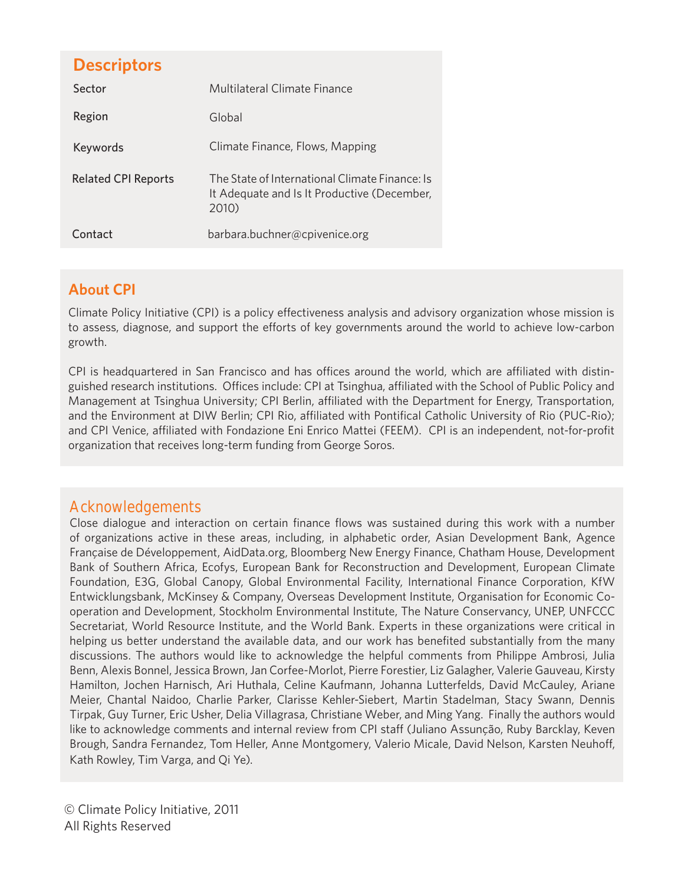## Descriptors

| | |
|---|---|
| Sector | Multilateral Climate Finance |
| Region | Global |
| Keywords | Climate Finance, Flows, Mapping |
| Related CPI Reports | The State of International Climate Finance: Is It Adequate and Is It Productive (December, 2010) |
| Contact | barbara.buchner@cpivenice.org |

## About CPI

Climate Policy Initiative (CPI) is a policy effectiveness analysis and advisory organization whose mission is to assess, diagnose, and support the efforts of key governments around the world to achieve low-carbon growth.

CPI is headquartered in San Francisco and has offices around the world, which are affiliated with distinguished research institutions. Offices include: CPI at Tsinghua, affiliated with the School of Public Policy and Management at Tsinghua University; CPI Berlin, affiliated with the Department for Energy, Transportation, and the Environment at DIW Berlin; CPI Rio, affiliated with Pontifical Catholic University of Rio (PUC-Rio); and CPI Venice, affiliated with Fondazione Eni Enrico Mattei (FEEM). CPI is an independent, not-for-profit organization that receives long-term funding from George Soros.

## Acknowledgements

Close dialogue and interaction on certain finance flows was sustained during this work with a number of organizations active in these areas, including, in alphabetic order, Asian Development Bank, Agence Française de Développement, AidData.org, Bloomberg New Energy Finance, Chatham House, Development Bank of Southern Africa, Ecofys, European Bank for Reconstruction and Development, European Climate Foundation, E3G, Global Canopy, Global Environmental Facility, International Finance Corporation, KfW Entwicklungsbank, McKinsey & Company, Overseas Development Institute, Organisation for Economic Co-operation and Development, Stockholm Environmental Institute, The Nature Conservancy, UNEP, UNFCCC Secretariat, World Resource Institute, and the World Bank. Experts in these organizations were critical in helping us better understand the available data, and our work has benefited substantially from the many discussions. The authors would like to acknowledge the helpful comments from Philippe Ambrosi, Julia Benn, Alexis Bonnel, Jessica Brown, Jan Corfee-Morlot, Pierre Forestier, Liz Galagher, Valerie Gauveau, Kirsty Hamilton, Jochen Harnisch, Ari Huthala, Celine Kaufmann, Johanna Lutterfelds, David McCauley, Ariane Meier, Chantal Naidoo, Charlie Parker, Clarisse Kehler-Siebert, Martin Stadelman, Stacy Swann, Dennis Tirpak, Guy Turner, Eric Usher, Delia Villagrasa, Christiane Weber, and Ming Yang. Finally the authors would like to acknowledge comments and internal review from CPI staff (Juliano Assunção, Ruby Barcklay, Keven Brough, Sandra Fernandez, Tom Heller, Anne Montgomery, Valerio Micale, David Nelson, Karsten Neuhoff, Kath Rowley, Tim Varga, and Qi Ye).

© Climate Policy Initiative, 2011
All Rights Reserved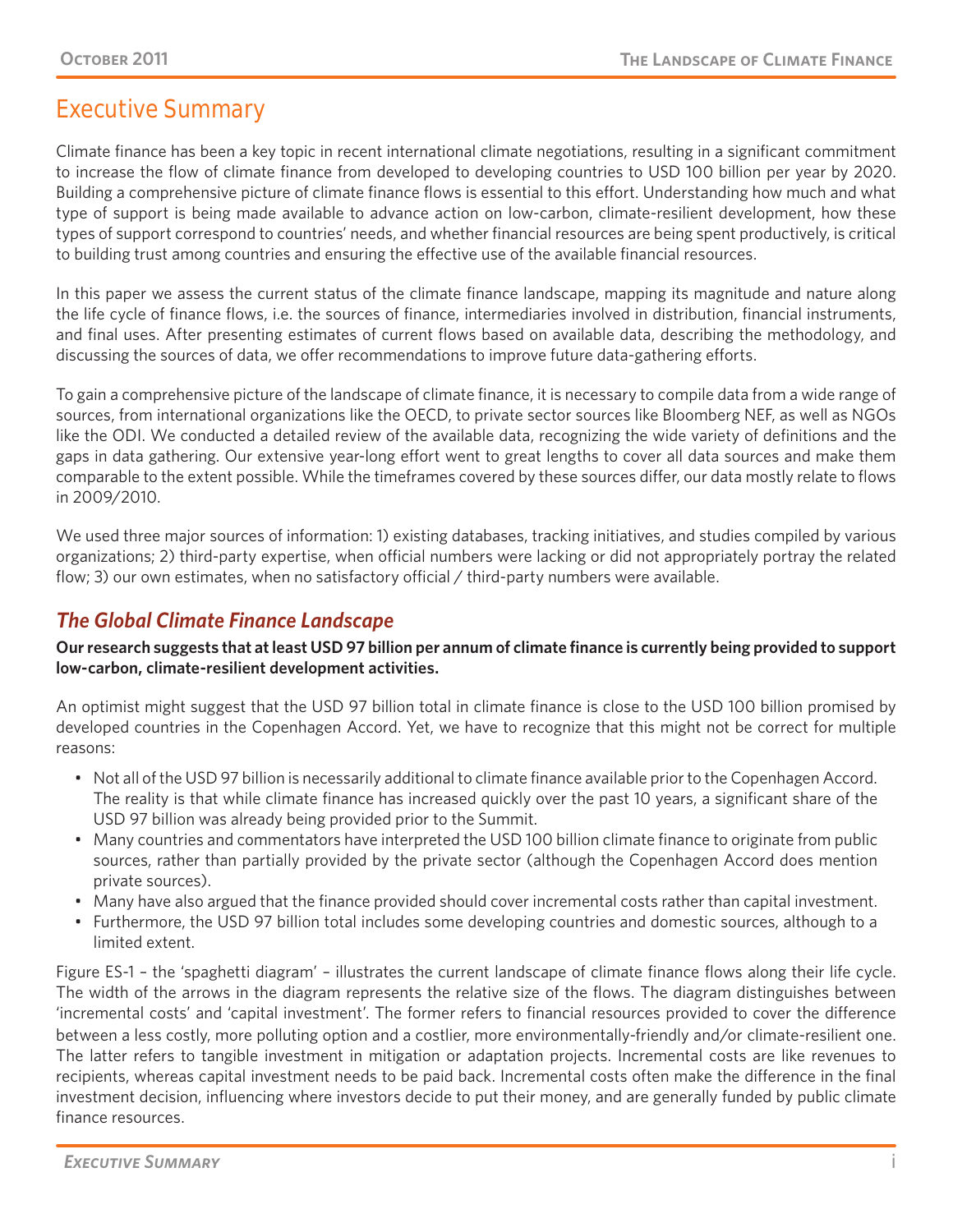# Executive Summary

Climate finance has been a key topic in recent international climate negotiations, resulting in a significant commitment to increase the flow of climate finance from developed to developing countries to USD 100 billion per year by 2020. Building a comprehensive picture of climate finance flows is essential to this effort. Understanding how much and what type of support is being made available to advance action on low-carbon, climate-resilient development, how these types of support correspond to countries' needs, and whether financial resources are being spent productively, is critical to building trust among countries and ensuring the effective use of the available financial resources.

In this paper we assess the current status of the climate finance landscape, mapping its magnitude and nature along the life cycle of finance flows, i.e. the sources of finance, intermediaries involved in distribution, financial instruments, and final uses. After presenting estimates of current flows based on available data, describing the methodology, and discussing the sources of data, we offer recommendations to improve future data-gathering efforts.

To gain a comprehensive picture of the landscape of climate finance, it is necessary to compile data from a wide range of sources, from international organizations like the OECD, to private sector sources like Bloomberg NEF, as well as NGOs like the ODI. We conducted a detailed review of the available data, recognizing the wide variety of definitions and the gaps in data gathering. Our extensive year-long effort went to great lengths to cover all data sources and make them comparable to the extent possible. While the timeframes covered by these sources differ, our data mostly relate to flows in 2009/2010.

We used three major sources of information: 1) existing databases, tracking initiatives, and studies compiled by various organizations; 2) third-party expertise, when official numbers were lacking or did not appropriately portray the related flow; 3) our own estimates, when no satisfactory official / third-party numbers were available.

## *The Global Climate Finance Landscape*

**Our research suggests that at least USD 97 billion per annum of climate finance is currently being provided to support low-carbon, climate-resilient development activities.**

An optimist might suggest that the USD 97 billion total in climate finance is close to the USD 100 billion promised by developed countries in the Copenhagen Accord. Yet, we have to recognize that this might not be correct for multiple reasons:

- Not all of the USD 97 billion is necessarily additional to climate finance available prior to the Copenhagen Accord. The reality is that while climate finance has increased quickly over the past 10 years, a significant share of the USD 97 billion was already being provided prior to the Summit.
- Many countries and commentators have interpreted the USD 100 billion climate finance to originate from public sources, rather than partially provided by the private sector (although the Copenhagen Accord does mention private sources).
- Many have also argued that the finance provided should cover incremental costs rather than capital investment.
- Furthermore, the USD 97 billion total includes some developing countries and domestic sources, although to a limited extent.

Figure ES-1 – the 'spaghetti diagram' – illustrates the current landscape of climate finance flows along their life cycle. The width of the arrows in the diagram represents the relative size of the flows. The diagram distinguishes between 'incremental costs' and 'capital investment'. The former refers to financial resources provided to cover the difference between a less costly, more polluting option and a costlier, more environmentally-friendly and/or climate-resilient one. The latter refers to tangible investment in mitigation or adaptation projects. Incremental costs are like revenues to recipients, whereas capital investment needs to be paid back. Incremental costs often make the difference in the final investment decision, influencing where investors decide to put their money, and are generally funded by public climate finance resources.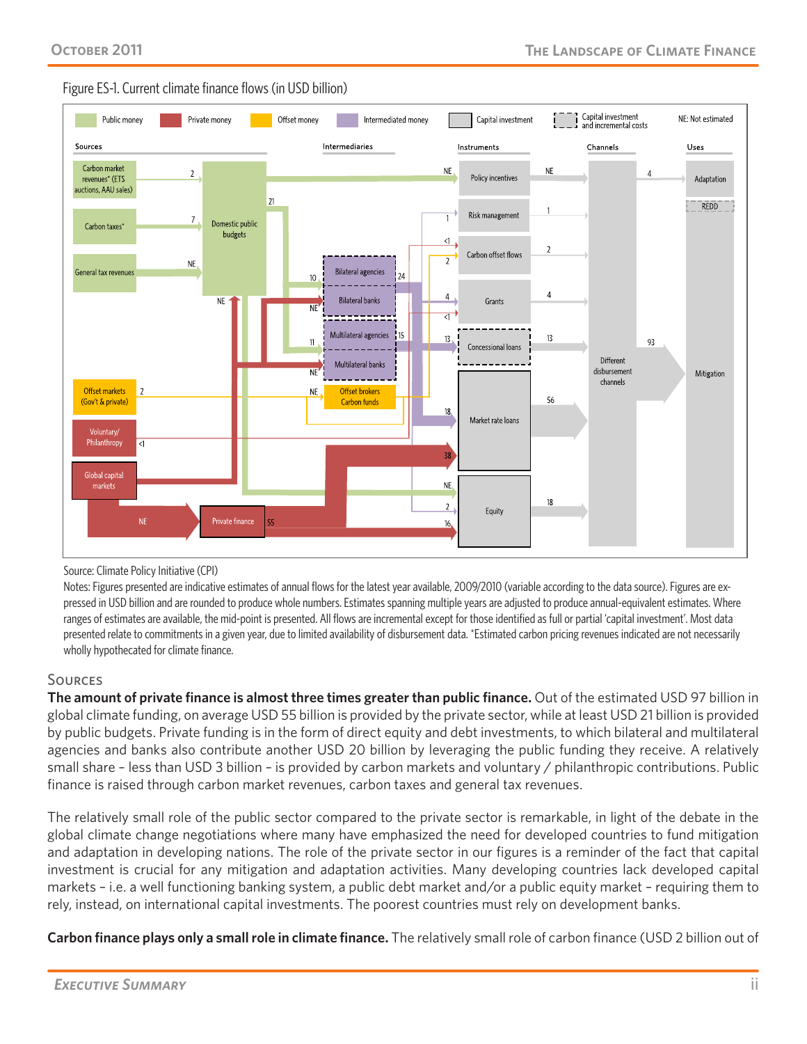Figure ES-1. Current climate finance flows (in USD billion)

Source: Climate Policy Initiative (CPI)

Notes: Figures presented are indicative estimates of annual flows for the latest year available, 2009/2010 (variable according to the data source). Figures are expressed in USD billion and are rounded to produce whole numbers. Estimates spanning multiple years are adjusted to produce annual-equivalent estimates. Where ranges of estimates are available, the mid-point is presented. All flows are incremental except for those identified as full or partial 'capital investment'. Most data presented relate to commitments in a given year, due to limited availability of disbursement data. *Estimated carbon pricing revenues indicated are not necessarily wholly hypothecated for climate finance.

## Sources

**The amount of private finance is almost three times greater than public finance.** Out of the estimated USD 97 billion in global climate funding, on average USD 55 billion is provided by the private sector, while at least USD 21 billion is provided by public budgets. Private funding is in the form of direct equity and debt investments, to which bilateral and multilateral agencies and banks also contribute another USD 20 billion by leveraging the public funding they receive. A relatively small share – less than USD 3 billion – is provided by carbon markets and voluntary / philanthropic contributions. Public finance is raised through carbon market revenues, carbon taxes and general tax revenues.

The relatively small role of the public sector compared to the private sector is remarkable, in light of the debate in the global climate change negotiations where many have emphasized the need for developed countries to fund mitigation and adaptation in developing nations. The role of the private sector in our figures is a reminder of the fact that capital investment is crucial for any mitigation and adaptation activities. Many developing countries lack developed capital markets – i.e. a well functioning banking system, a public debt market and/or a public equity market – requiring them to rely, instead, on international capital investments. The poorest countries must rely on development banks.

**Carbon finance plays only a small role in climate finance.** The relatively small role of carbon finance (USD 2 billion out of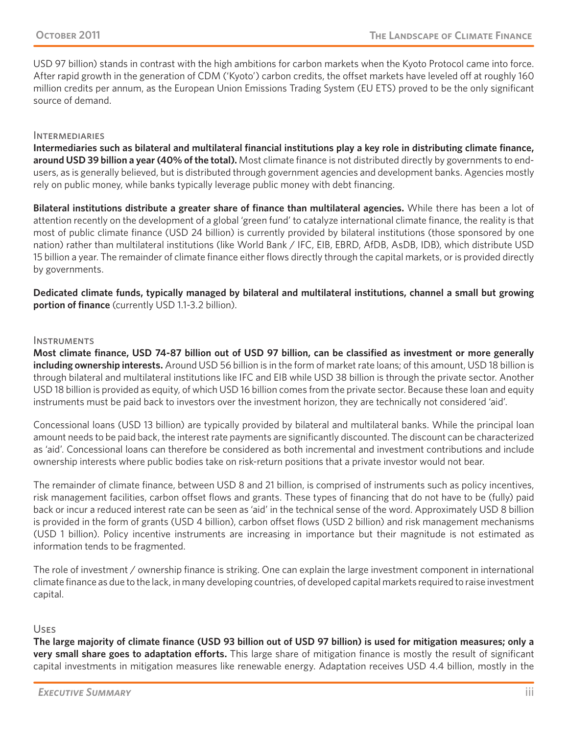USD 97 billion) stands in contrast with the high ambitions for carbon markets when the Kyoto Protocol came into force. After rapid growth in the generation of CDM ('Kyoto') carbon credits, the offset markets have leveled off at roughly 160 million credits per annum, as the European Union Emissions Trading System (EU ETS) proved to be the only significant source of demand.

### Intermediaries

**Intermediaries such as bilateral and multilateral financial institutions play a key role in distributing climate finance, around USD 39 billion a year (40% of the total).** Most climate finance is not distributed directly by governments to end-users, as is generally believed, but is distributed through government agencies and development banks. Agencies mostly rely on public money, while banks typically leverage public money with debt financing.

**Bilateral institutions distribute a greater share of finance than multilateral agencies.** While there has been a lot of attention recently on the development of a global 'green fund' to catalyze international climate finance, the reality is that most of public climate finance (USD 24 billion) is currently provided by bilateral institutions (those sponsored by one nation) rather than multilateral institutions (like World Bank / IFC, EIB, EBRD, AfDB, AsDB, IDB), which distribute USD 15 billion a year. The remainder of climate finance either flows directly through the capital markets, or is provided directly by governments.

**Dedicated climate funds, typically managed by bilateral and multilateral institutions, channel a small but growing portion of finance** (currently USD 1.1-3.2 billion).

### Instruments

**Most climate finance, USD 74-87 billion out of USD 97 billion, can be classified as investment or more generally including ownership interests.** Around USD 56 billion is in the form of market rate loans; of this amount, USD 18 billion is through bilateral and multilateral institutions like IFC and EIB while USD 38 billion is through the private sector. Another USD 18 billion is provided as equity, of which USD 16 billion comes from the private sector. Because these loan and equity instruments must be paid back to investors over the investment horizon, they are technically not considered 'aid'.

Concessional loans (USD 13 billion) are typically provided by bilateral and multilateral banks. While the principal loan amount needs to be paid back, the interest rate payments are significantly discounted. The discount can be characterized as 'aid'. Concessional loans can therefore be considered as both incremental and investment contributions and include ownership interests where public bodies take on risk-return positions that a private investor would not bear.

The remainder of climate finance, between USD 8 and 21 billion, is comprised of instruments such as policy incentives, risk management facilities, carbon offset flows and grants. These types of financing that do not have to be (fully) paid back or incur a reduced interest rate can be seen as 'aid' in the technical sense of the word. Approximately USD 8 billion is provided in the form of grants (USD 4 billion), carbon offset flows (USD 2 billion) and risk management mechanisms (USD 1 billion). Policy incentive instruments are increasing in importance but their magnitude is not estimated as information tends to be fragmented.

The role of investment / ownership finance is striking. One can explain the large investment component in international climate finance as due to the lack, in many developing countries, of developed capital markets required to raise investment capital.

### Uses

**The large majority of climate finance (USD 93 billion out of USD 97 billion) is used for mitigation measures; only a very small share goes to adaptation efforts.** This large share of mitigation finance is mostly the result of significant capital investments in mitigation measures like renewable energy. Adaptation receives USD 4.4 billion, mostly in the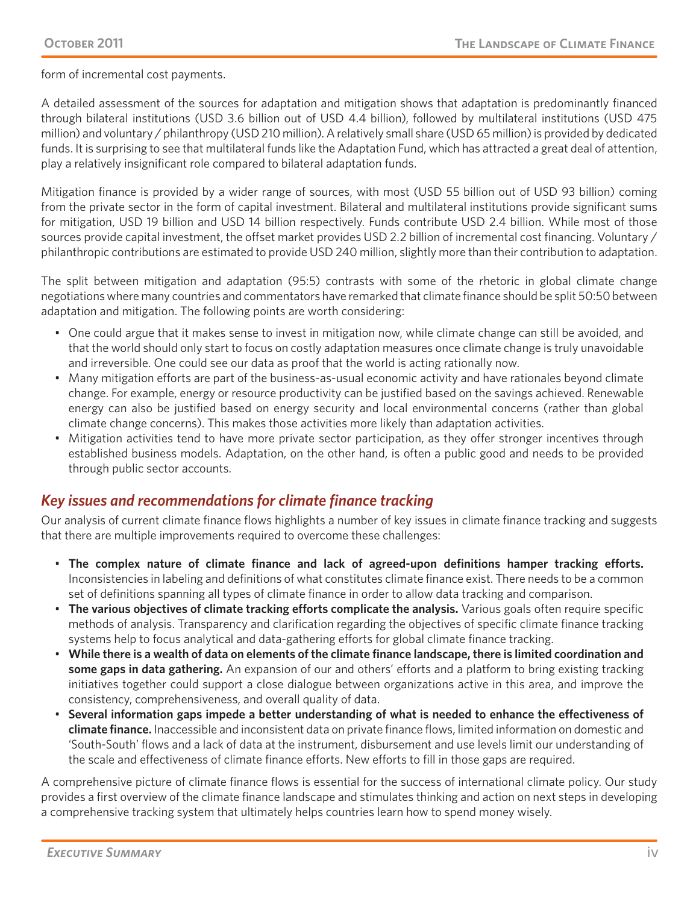form of incremental cost payments.

A detailed assessment of the sources for adaptation and mitigation shows that adaptation is predominantly financed through bilateral institutions (USD 3.6 billion out of USD 4.4 billion), followed by multilateral institutions (USD 475 million) and voluntary / philanthropy (USD 210 million). A relatively small share (USD 65 million) is provided by dedicated funds. It is surprising to see that multilateral funds like the Adaptation Fund, which has attracted a great deal of attention, play a relatively insignificant role compared to bilateral adaptation funds.

Mitigation finance is provided by a wider range of sources, with most (USD 55 billion out of USD 93 billion) coming from the private sector in the form of capital investment. Bilateral and multilateral institutions provide significant sums for mitigation, USD 19 billion and USD 14 billion respectively. Funds contribute USD 2.4 billion. While most of those sources provide capital investment, the offset market provides USD 2.2 billion of incremental cost financing. Voluntary / philanthropic contributions are estimated to provide USD 240 million, slightly more than their contribution to adaptation.

The split between mitigation and adaptation (95:5) contrasts with some of the rhetoric in global climate change negotiations where many countries and commentators have remarked that climate finance should be split 50:50 between adaptation and mitigation. The following points are worth considering:

- One could argue that it makes sense to invest in mitigation now, while climate change can still be avoided, and that the world should only start to focus on costly adaptation measures once climate change is truly unavoidable and irreversible. One could see our data as proof that the world is acting rationally now.
- Many mitigation efforts are part of the business-as-usual economic activity and have rationales beyond climate change. For example, energy or resource productivity can be justified based on the savings achieved. Renewable energy can also be justified based on energy security and local environmental concerns (rather than global climate change concerns). This makes those activities more likely than adaptation activities.
- Mitigation activities tend to have more private sector participation, as they offer stronger incentives through established business models. Adaptation, on the other hand, is often a public good and needs to be provided through public sector accounts.

## *Key issues and recommendations for climate finance tracking*

Our analysis of current climate finance flows highlights a number of key issues in climate finance tracking and suggests that there are multiple improvements required to overcome these challenges:

- **The complex nature of climate finance and lack of agreed-upon definitions hamper tracking efforts.** Inconsistencies in labeling and definitions of what constitutes climate finance exist. There needs to be a common set of definitions spanning all types of climate finance in order to allow data tracking and comparison.
- **The various objectives of climate tracking efforts complicate the analysis.** Various goals often require specific methods of analysis. Transparency and clarification regarding the objectives of specific climate finance tracking systems help to focus analytical and data-gathering efforts for global climate finance tracking.
- **While there is a wealth of data on elements of the climate finance landscape, there is limited coordination and some gaps in data gathering.** An expansion of our and others' efforts and a platform to bring existing tracking initiatives together could support a close dialogue between organizations active in this area, and improve the consistency, comprehensiveness, and overall quality of data.
- **Several information gaps impede a better understanding of what is needed to enhance the effectiveness of climate finance.** Inaccessible and inconsistent data on private finance flows, limited information on domestic and 'South-South' flows and a lack of data at the instrument, disbursement and use levels limit our understanding of the scale and effectiveness of climate finance efforts. New efforts to fill in those gaps are required.

A comprehensive picture of climate finance flows is essential for the success of international climate policy. Our study provides a first overview of the climate finance landscape and stimulates thinking and action on next steps in developing a comprehensive tracking system that ultimately helps countries learn how to spend money wisely.